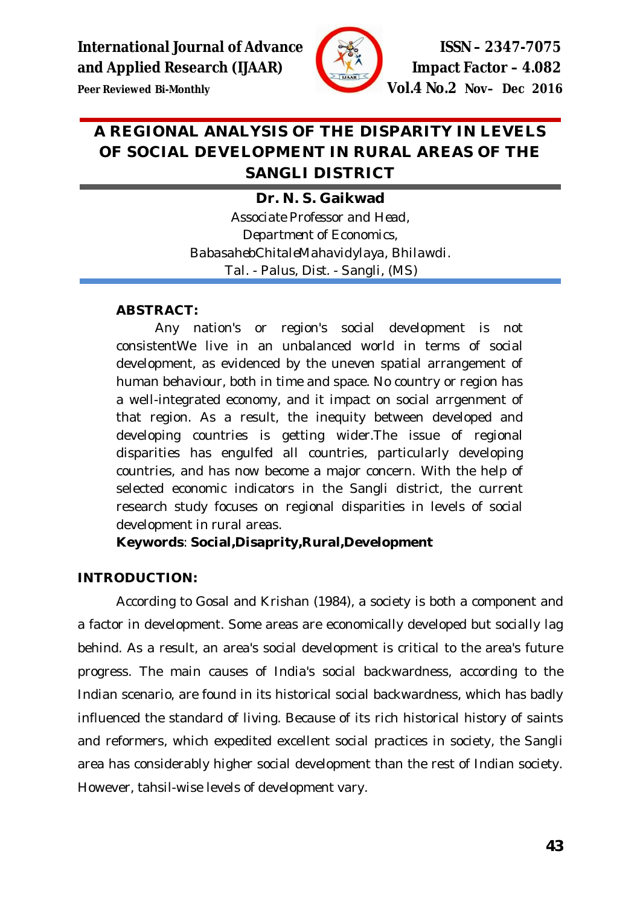# A REGIONAL ANALYSIS OF THE DISPARITY IN LEVELS OF SOCIAL DEVELOPMENT IN RURAL AREAS OF THE SANGLI DISTRICT

**Dr. N. S. Gaikwad**

Associate Professor and Head,
Department of Economics,
BabasahebChitaleMahavidylaya, Bhilawdi.
Tal. - Palus, Dist. - Sangli, (MS)

**ABSTRACT:**

Any nation's or region's social development is not consistentWe live in an unbalanced world in terms of social development, as evidenced by the uneven spatial arrangement of human behaviour, both in time and space. No country or region has a well-integrated economy, and it impact on social arrgenment of that region. As a result, the inequity between developed and developing countries is getting wider.The issue of regional disparities has engulfed all countries, particularly developing countries, and has now become a major concern. With the help of selected economic indicators in the Sangli district, the current research study focuses on regional disparities in levels of social development in rural areas.

**Keywords**: **Social,Disaprity,Rural,Development**

## INTRODUCTION:

According to Gosal and Krishan (1984), a society is both a component and a factor in development. Some areas are economically developed but socially lag behind. As a result, an area's social development is critical to the area's future progress. The main causes of India's social backwardness, according to the Indian scenario, are found in its historical social backwardness, which has badly influenced the standard of living. Because of its rich historical history of saints and reformers, which expedited excellent social practices in society, the Sangli area has considerably higher social development than the rest of Indian society. However, tahsil-wise levels of development vary.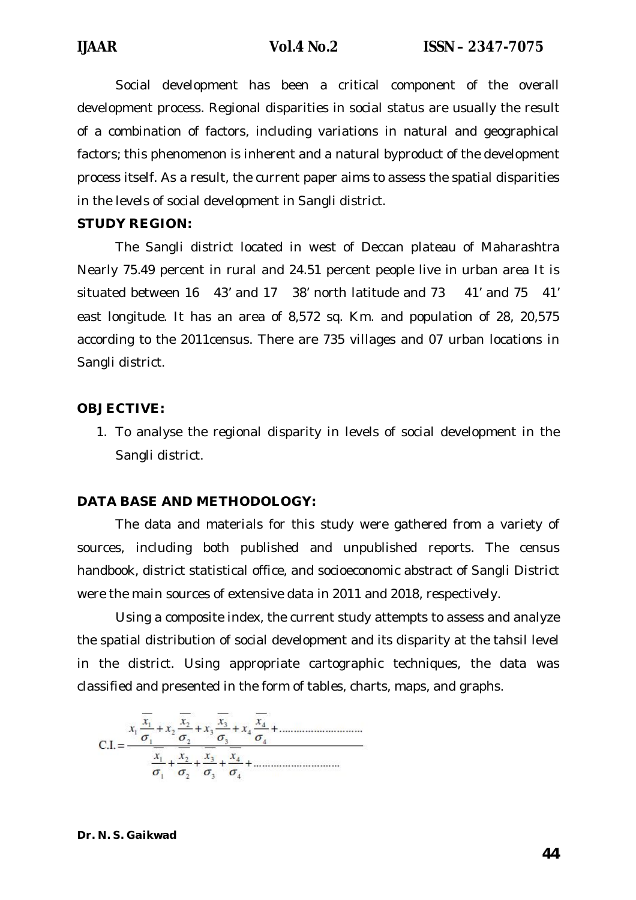Social development has been a critical component of the overall development process. Regional disparities in social status are usually the result of a combination of factors, including variations in natural and geographical factors; this phenomenon is inherent and a natural byproduct of the development process itself. As a result, the current paper aims to assess the spatial disparities in the levels of social development in Sangli district.

**STUDY REGION:**

The Sangli district located in west of Deccan plateau of Maharashtra Nearly 75.49 percent in rural and 24.51 percent people live in urban area It is situated between 16 43' and 17 38' north latitude and 73 41' and 75 41' east longitude. It has an area of 8,572 sq. Km. and population of 28, 20,575 according to the 2011census. There are 735 villages and 07 urban locations in Sangli district.

**OBJECTIVE:**

1. To analyse the regional disparity in levels of social development in the Sangli district.

**DATA BASE AND METHODOLOGY:**

The data and materials for this study were gathered from a variety of sources, including both published and unpublished reports. The census handbook, district statistical office, and socioeconomic abstract of Sangli District were the main sources of extensive data in 2011 and 2018, respectively.

Using a composite index, the current study attempts to assess and analyze the spatial distribution of social development and its disparity at the tahsil level in the district. Using appropriate cartographic techniques, the data was classified and presented in the form of tables, charts, maps, and graphs.

$$\text{C.I.} = \frac{x_1 \frac{\overline{x_1}}{\sigma_1} + x_2 \frac{\overline{x_2}}{\sigma_2} + x_3 \frac{\overline{x_3}}{\sigma_3} + x_4 \frac{\overline{x_4}}{\sigma_4} + \ldots\ldots\ldots\ldots}{\frac{\overline{x_1}}{\sigma_1} + \frac{\overline{x_2}}{\sigma_2} + \frac{\overline{x_3}}{\sigma_3} + \frac{\overline{x_4}}{\sigma_4} + \ldots\ldots\ldots\ldots}$$

**Dr. N. S. Gaikwad**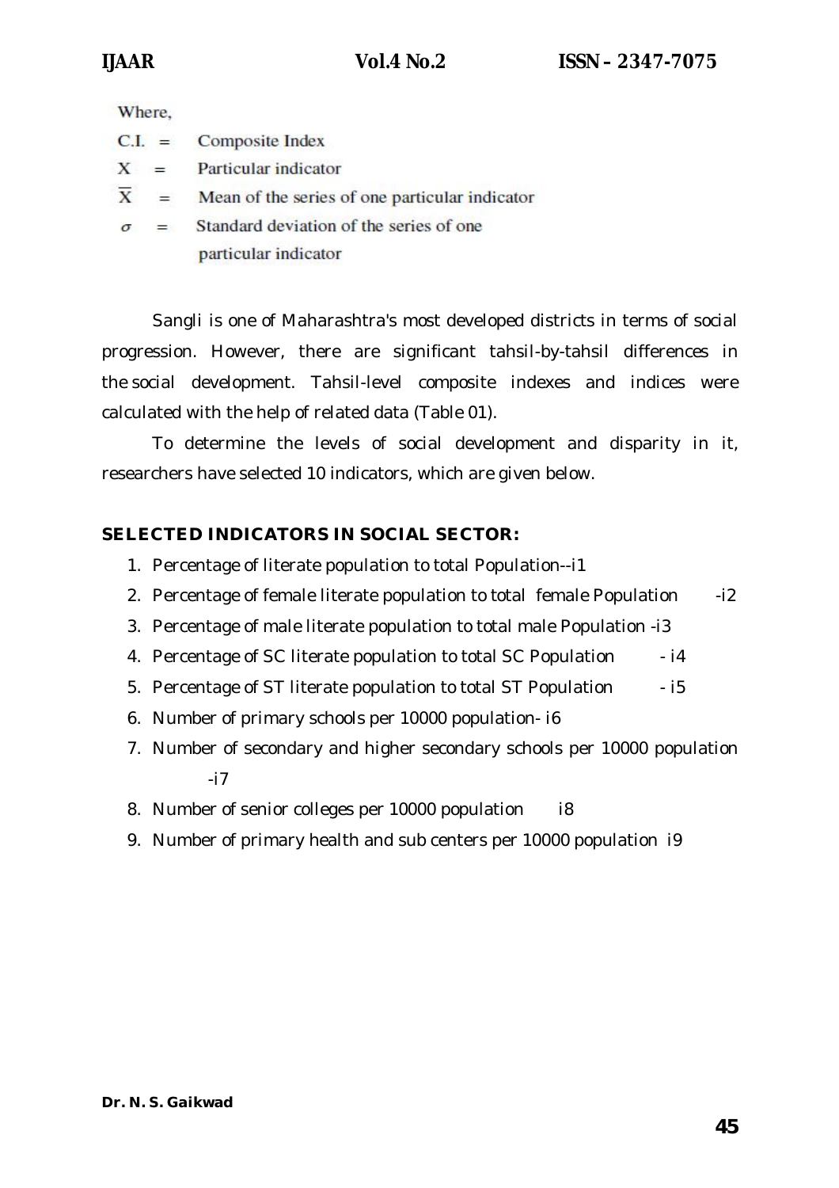Where,

C.I. = Composite Index

X = Particular indicator

$\overline{X}$ = Mean of the series of one particular indicator

$\sigma$ = Standard deviation of the series of one particular indicator

Sangli is one of Maharashtra's most developed districts in terms of social progression. However, there are significant tahsil-by-tahsil differences in the social development. Tahsil-level composite indexes and indices were calculated with the help of related data (Table 01).

To determine the levels of social development and disparity in it, researchers have selected 10 indicators, which are given below.

**SELECTED INDICATORS IN SOCIAL SECTOR:**

1. Percentage of literate population to total Population--i1
2. Percentage of female literate population to total female Population -i2
3. Percentage of male literate population to total male Population -i3
4. Percentage of SC literate population to total SC Population - i4
5. Percentage of ST literate population to total ST Population - i5
6. Number of primary schools per 10000 population- i6
7. Number of secondary and higher secondary schools per 10000 population -i7
8. Number of senior colleges per 10000 population i8
9. Number of primary health and sub centers per 10000 population i9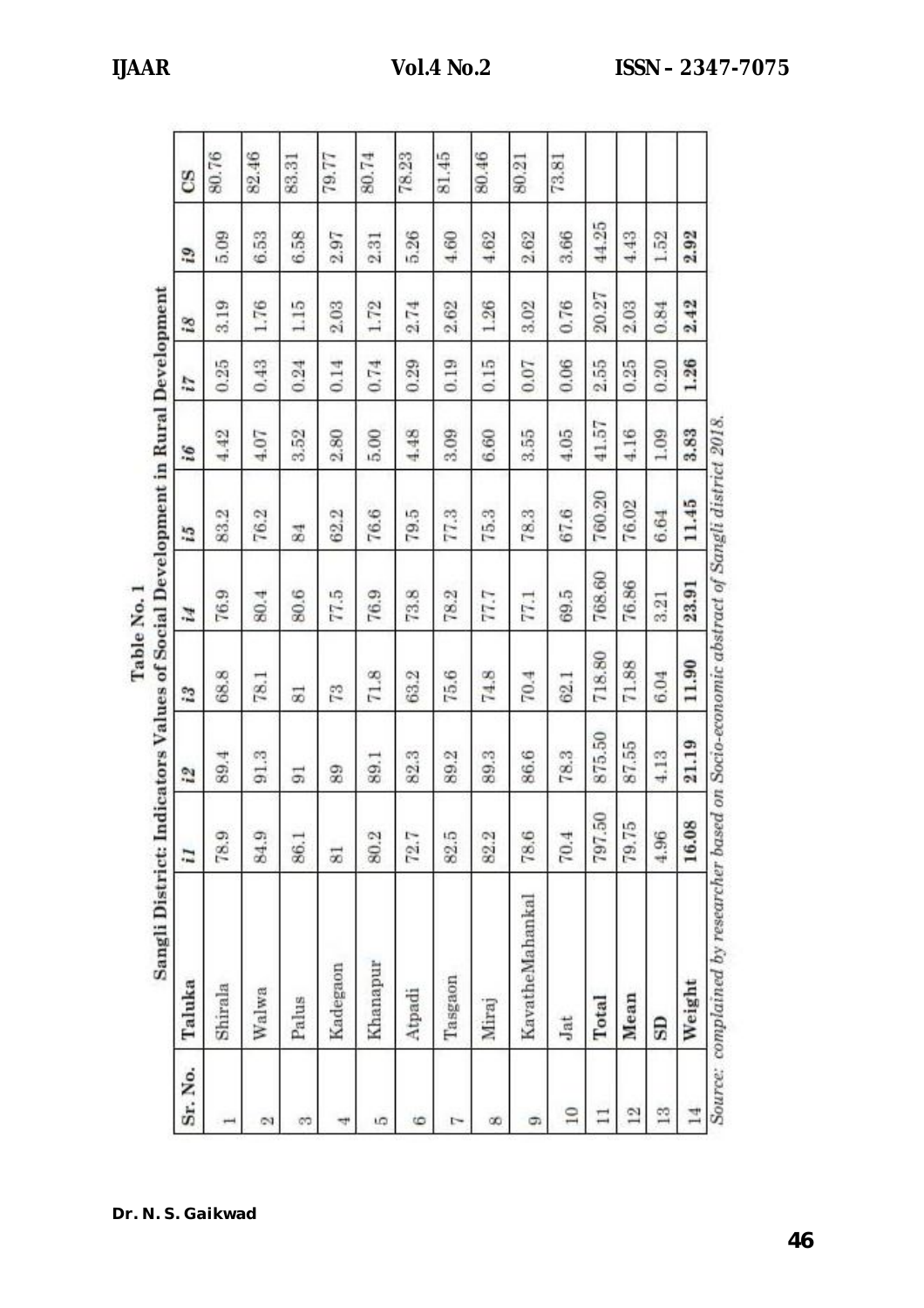**Table No. 1**

**Sangli District: Indicators Values of Social Development in Rural Development**

| Sr. No. | Taluka | i1 | i2 | i3 | i4 | i5 | i6 | i7 | i8 | i9 | CS |
|---|---|---|---|---|---|---|---|---|---|---|---|
| 1 | Shirala | 78.9 | 89.4 | 68.8 | 76.9 | 83.2 | 4.42 | 0.25 | 3.19 | 5.09 | 80.76 |
| 2 | Walwa | 84.9 | 91.3 | 78.1 | 80.4 | 76.2 | 4.07 | 0.43 | 1.76 | 6.53 | 82.46 |
| 3 | Palus | 86.1 | 91 | 81 | 80.6 | 84 | 3.52 | 0.24 | 1.15 | 6.58 | 83.31 |
| 4 | Kadegaon | 81 | 89 | 73 | 77.5 | 62.2 | 2.80 | 0.14 | 2.03 | 2.97 | 79.77 |
| 5 | Khanapur | 80.2 | 89.1 | 71.8 | 76.9 | 76.6 | 5.00 | 0.74 | 1.72 | 2.31 | 80.74 |
| 6 | Atpadi | 72.7 | 82.3 | 63.2 | 73.8 | 79.5 | 4.48 | 0.29 | 2.74 | 5.26 | 78.23 |
| 7 | Tasgaon | 82.5 | 89.2 | 75.6 | 78.2 | 77.3 | 3.09 | 0.19 | 2.62 | 4.60 | 81.45 |
| 8 | Miraj | 82.2 | 89.3 | 74.8 | 77.7 | 75.3 | 6.60 | 0.15 | 1.26 | 4.62 | 80.46 |
| 9 | KavatheMahankal | 78.6 | 86.6 | 70.4 | 77.1 | 78.3 | 3.55 | 0.07 | 3.02 | 2.62 | 80.21 |
| 10 | Jat | 70.4 | 78.3 | 62.1 | 69.5 | 67.6 | 4.05 | 0.06 | 0.76 | 3.66 | 73.81 |
| 11 | Total | 797.50 | 875.50 | 718.80 | 768.60 | 760.20 | 41.57 | 2.55 | 20.27 | 44.25 | |
| 12 | Mean | 79.75 | 87.55 | 71.88 | 76.86 | 76.02 | 4.16 | 0.25 | 2.03 | 4.43 | |
| 13 | SD | 4.96 | 4.13 | 6.04 | 3.21 | 6.64 | 1.09 | 0.20 | 0.84 | 1.52 | |
| 14 | Weight | **16.08** | **21.19** | **11.90** | **23.91** | **11.45** | **3.83** | **1.26** | **2.42** | **2.92** | |

*Source: complained by researcher based on Socio-economic abstract of Sangli district 2018.*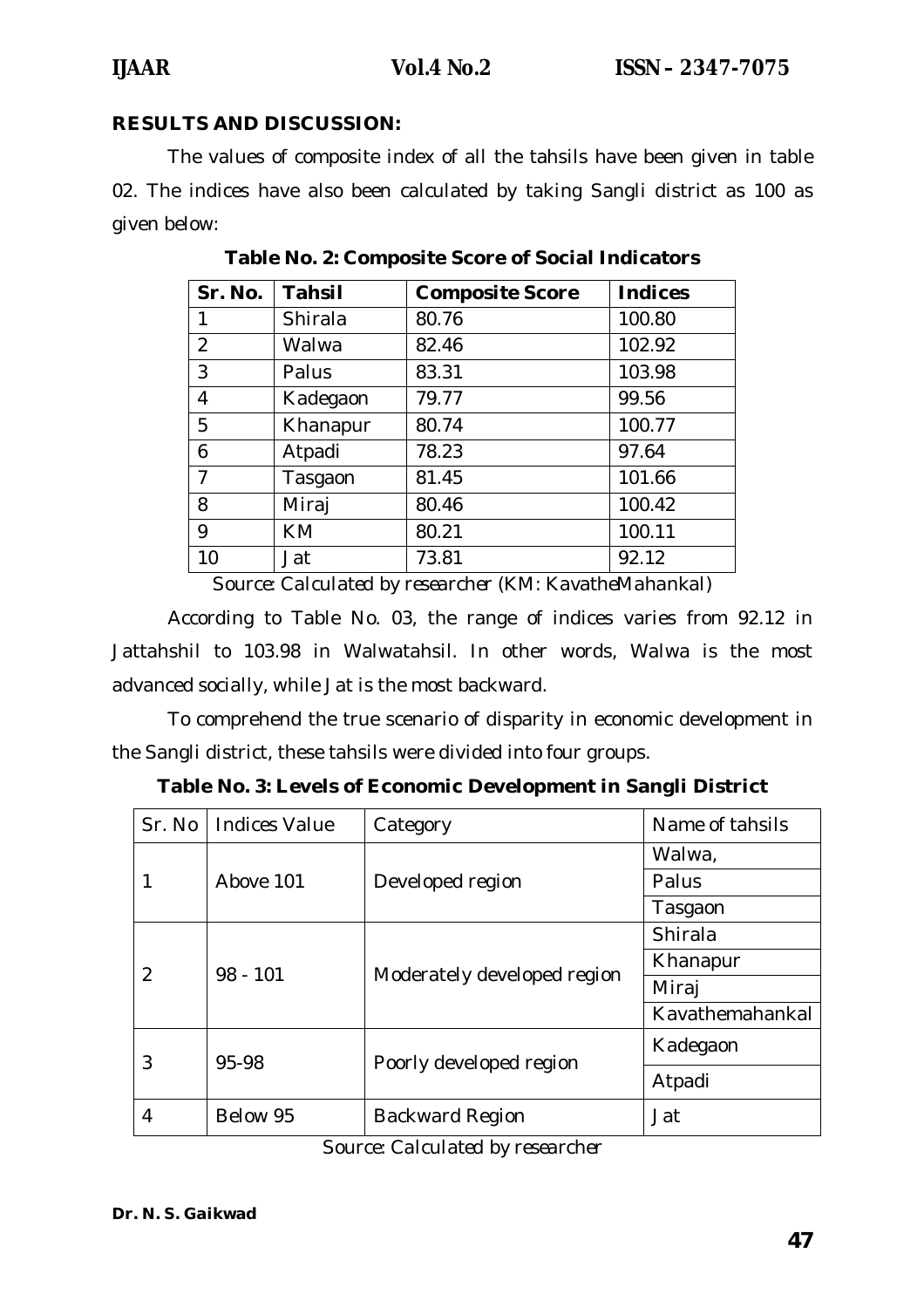**RESULTS AND DISCUSSION:**

The values of composite index of all the tahsils have been given in table 02. The indices have also been calculated by taking Sangli district as 100 as given below:

**Table No. 2: Composite Score of Social Indicators**

| Sr. No. | Tahsil | Composite Score | Indices |
|---|---|---|---|
| 1 | Shirala | 80.76 | 100.80 |
| 2 | Walwa | 82.46 | 102.92 |
| 3 | Palus | 83.31 | 103.98 |
| 4 | Kadegaon | 79.77 | 99.56 |
| 5 | Khanapur | 80.74 | 100.77 |
| 6 | Atpadi | 78.23 | 97.64 |
| 7 | Tasgaon | 81.45 | 101.66 |
| 8 | Miraj | 80.46 | 100.42 |
| 9 | KM | 80.21 | 100.11 |
| 10 | Jat | 73.81 | 92.12 |

*Source: Calculated by researcher* (KM: KavatheMahankal)

According to Table No. 03, the range of indices varies from 92.12 in Jattahshil to 103.98 in Walwatahsil. In other words, Walwa is the most advanced socially, while Jat is the most backward.

To comprehend the true scenario of disparity in economic development in the Sangli district, these tahsils were divided into four groups.

**Table No. 3: Levels of Economic Development in Sangli District**

| Sr. No | Indices Value | Category | Name of tahsils |
|---|---|---|---|
| 1 | Above 101 | Developed region | Walwa, |
| | | | Palus |
| | | | Tasgaon |
| 2 | 98 - 101 | Moderately developed region | Shirala |
| | | | Khanapur |
| | | | Miraj |
| | | | Kavathemahankal |
| 3 | 95-98 | Poorly developed region | Kadegaon |
| | | | Atpadi |
| 4 | Below 95 | Backward Region | Jat |

*Source: Calculated by researcher*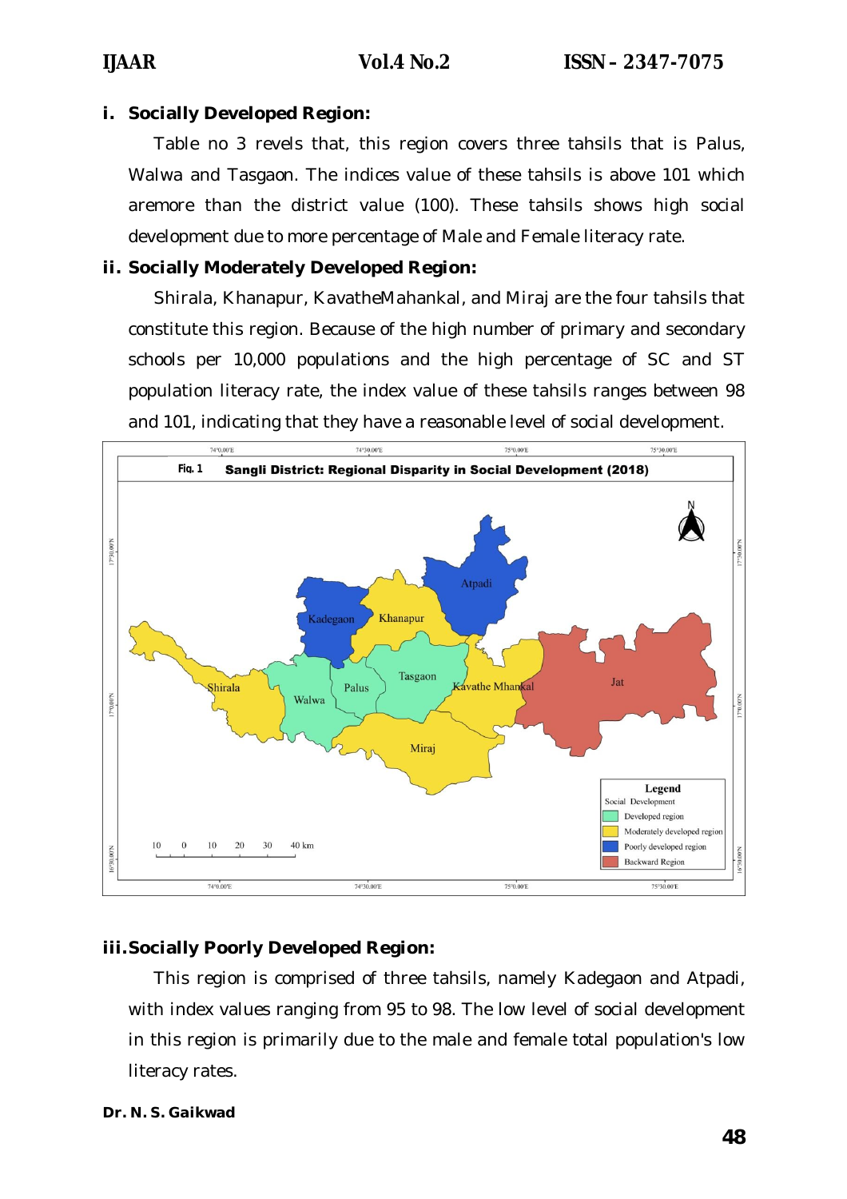**i. Socially Developed Region:**

Table no 3 revels that, this region covers three tahsils that is Palus, Walwa and Tasgaon. The indices value of these tahsils is above 101 which aremore than the district value (100). These tahsils shows high social development due to more percentage of Male and Female literacy rate.

**ii. Socially Moderately Developed Region:**

Shirala, Khanapur, KavatheMahankal, and Miraj are the four tahsils that constitute this region. Because of the high number of primary and secondary schools per 10,000 populations and the high percentage of SC and ST population literacy rate, the index value of these tahsils ranges between 98 and 101, indicating that they have a reasonable level of social development.

Fig. 1 Sangli District: Regional Disparity in Social Development (2018)

**iii. Socially Poorly Developed Region:**

This region is comprised of three tahsils, namely Kadegaon and Atpadi, with index values ranging from 95 to 98. The low level of social development in this region is primarily due to the male and female total population's low literacy rates.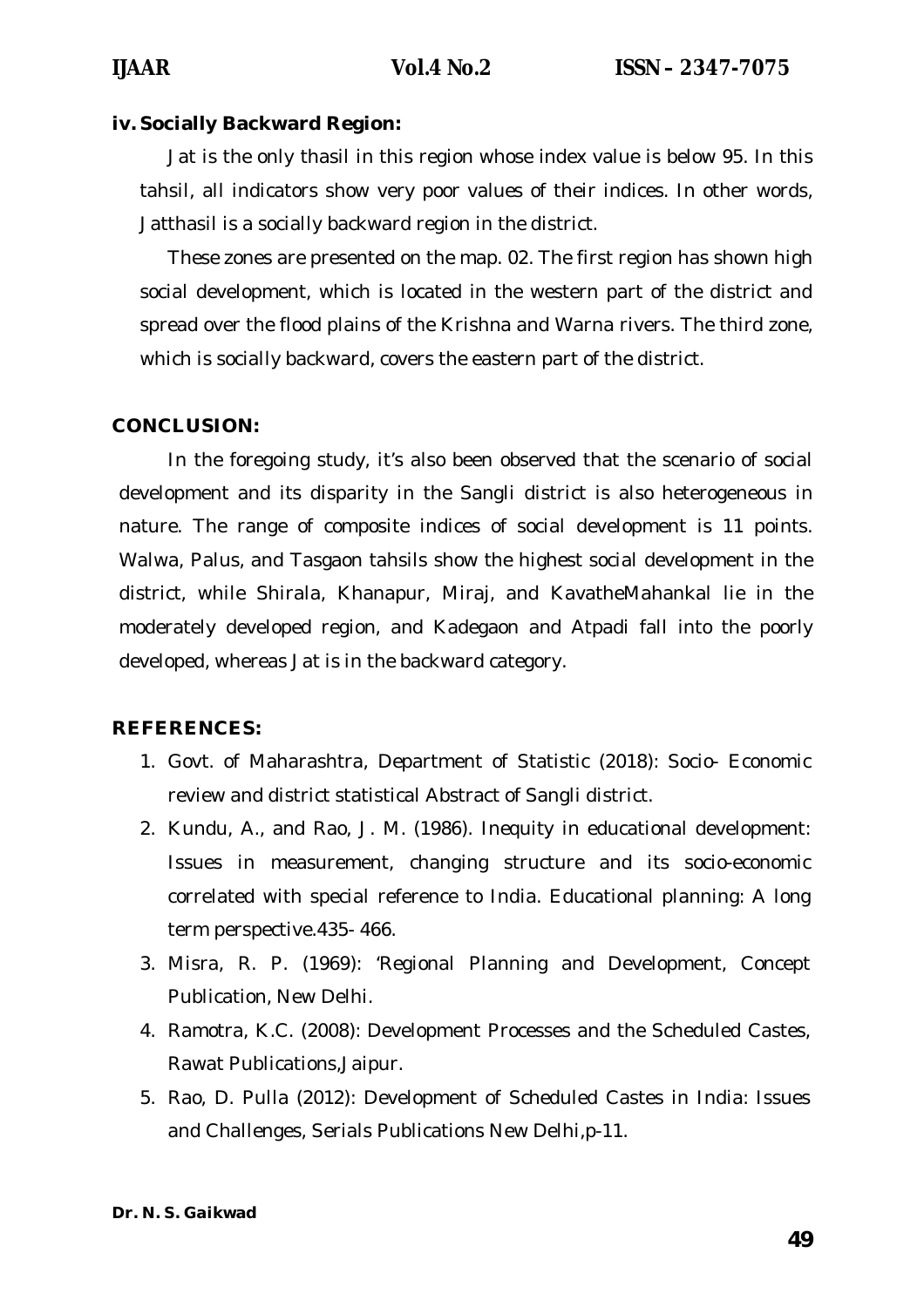### iv. Socially Backward Region:

Jat is the only thasil in this region whose index value is below 95. In this tahsil, all indicators show very poor values of their indices. In other words, Jatthasil is a socially backward region in the district.

These zones are presented on the map. 02. The first region has shown high social development, which is located in the western part of the district and spread over the flood plains of the Krishna and Warna rivers. The third zone, which is socially backward, covers the eastern part of the district.

## CONCLUSION:

In the foregoing study, it's also been observed that the scenario of social development and its disparity in the Sangli district is also heterogeneous in nature. The range of composite indices of social development is 11 points. Walwa, Palus, and Tasgaon tahsils show the highest social development in the district, while Shirala, Khanapur, Miraj, and KavatheMahankal lie in the moderately developed region, and Kadegaon and Atpadi fall into the poorly developed, whereas Jat is in the backward category.

## REFERENCES:

1. Govt. of Maharashtra, Department of Statistic (2018): Socio- Economic review and district statistical Abstract of Sangli district.
2. Kundu, A., and Rao, J. M. (1986). Inequity in educational development: Issues in measurement, changing structure and its socio-economic correlated with special reference to India. Educational planning: A long term perspective.435- 466.
3. Misra, R. P. (1969): 'Regional Planning and Development, Concept Publication, New Delhi.
4. Ramotra, K.C. (2008): Development Processes and the Scheduled Castes, Rawat Publications,Jaipur.
5. Rao, D. Pulla (2012): Development of Scheduled Castes in India: Issues and Challenges, Serials Publications New Delhi,p-11.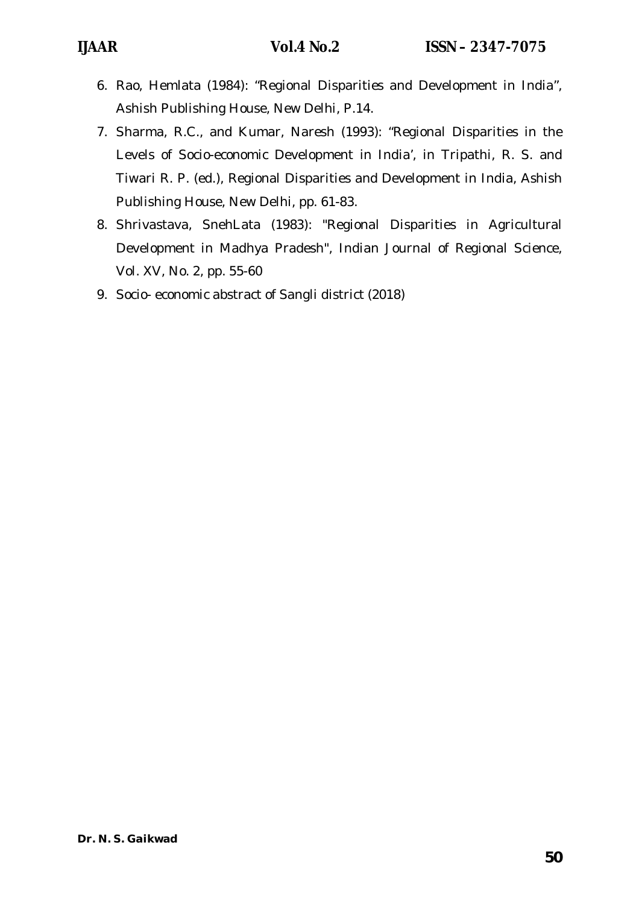6. Rao, Hemlata (1984): “Regional Disparities and Development in India”, Ashish Publishing House, New Delhi, P.14.
7. Sharma, R.C., and Kumar, Naresh (1993): “Regional Disparities in the Levels of Socio-economic Development in India’, in Tripathi, R. S. and Tiwari R. P. (ed.), Regional Disparities and Development in India, Ashish Publishing House, New Delhi, pp. 61-83.
8. Shrivastava, SnehLata (1983): "Regional Disparities in Agricultural Development in Madhya Pradesh", Indian Journal of Regional Science, Vol. XV, No. 2, pp. 55-60
9. Socio- economic abstract of Sangli district (2018)